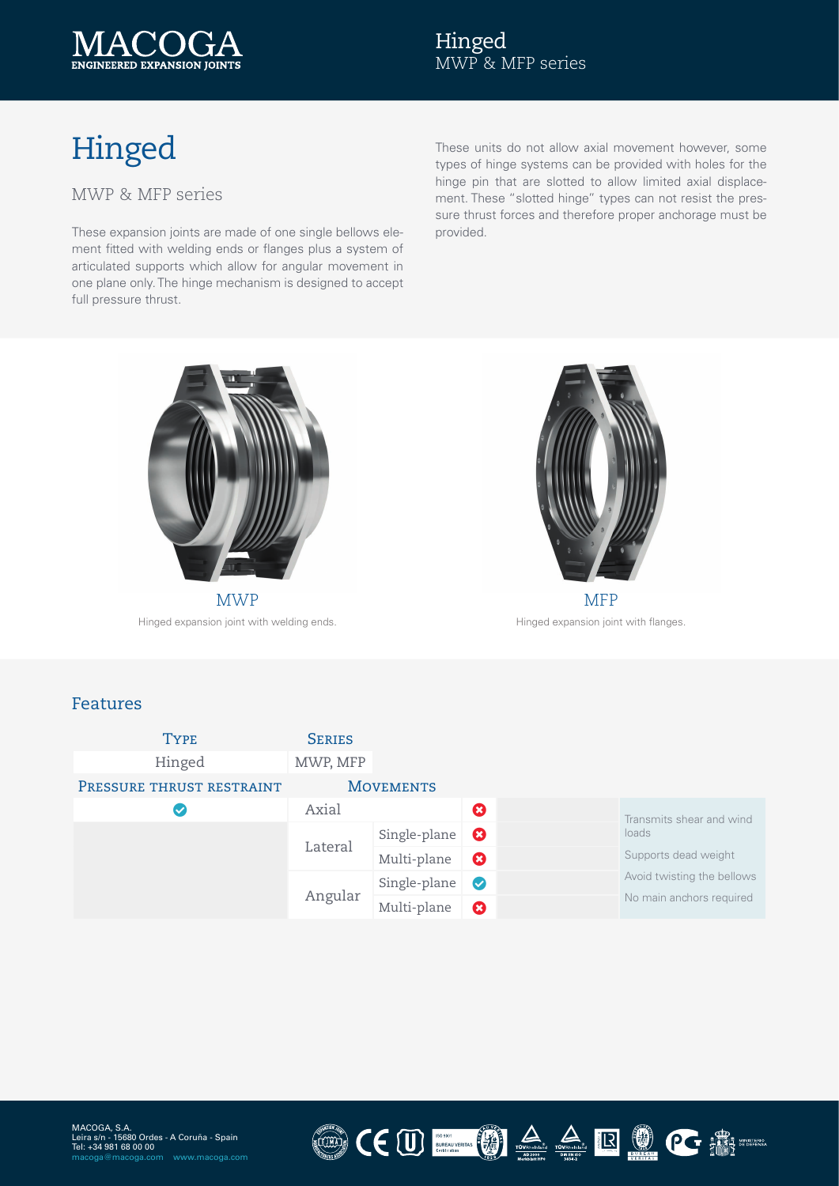# Hinged

## MWP & MFP series

These expansion joints are made of one single bellows element fitted with welding ends or flanges plus a system of articulated supports which allow for angular movement in one plane only. The hinge mechanism is designed to accept full pressure thrust.

These units do not allow axial movement however, some types of hinge systems can be provided with holes for the hinge pin that are slotted to allow limited axial displacement. These "slotted hinge" types can not resist the pressure thrust forces and therefore proper anchorage must be provided.

MWP

Hinged expansion joint with welding ends.

MFP

Hinged expansion joint with flanges.

## Features

| Type | Series | | |
|---|---|---|---|
| Hinged | MWP, MFP | | |

| Pressure thrust restraint | Movements | | |
|---|---|---|---|
| ✔ | Axial | | ✘ |
| | Lateral | Single-plane | ✘ |
| | | Multi-plane | ✘ |
| | Angular | Single-plane | ✔ |
| | | Multi-plane | ✘ |

- Transmits shear and wind loads
- Supports dead weight
- Avoid twisting the bellows
- No main anchors required

MACOGA, S.A.
Leira s/n - 15680 Ordes - A Coruña - Spain
Tel: +34 981 68 00 00
macoga@macoga.com www.macoga.com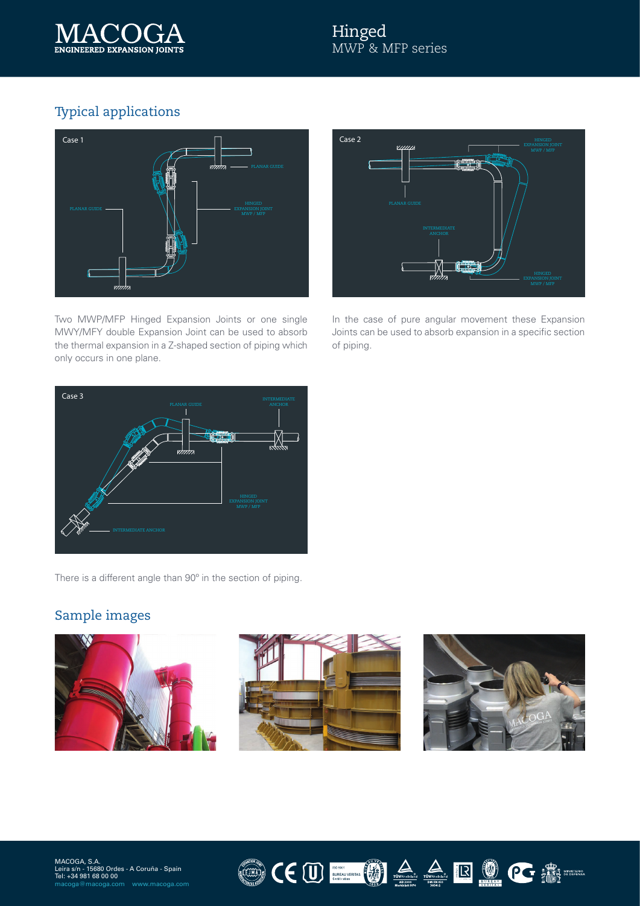## Typical applications

Case 1

PLANAR GUIDE

PLANAR GUIDE

HINGED EXPANSION JOINT MWP / MFP

Two MWP/MFP Hinged Expansion Joints or one single MWY/MFY double Expansion Joint can be used to absorb the thermal expansion in a Z-shaped section of piping which only occurs in one plane.

Case 2

HINGED EXPANSION JOINT MWP / MFP

PLANAR GUIDE

INTERMEDIATE ANCHOR

HINGED EXPANSION JOINT MWP / MFP

In the case of pure angular movement these Expansion Joints can be used to absorb expansion in a specific section of piping.

Case 3

PLANAR GUIDE

INTERMEDIATE ANCHOR

HINGED EXPANSION JOINT MWP / MFP

INTERMEDIATE ANCHOR

There is a different angle than 90º in the section of piping.

## Sample images